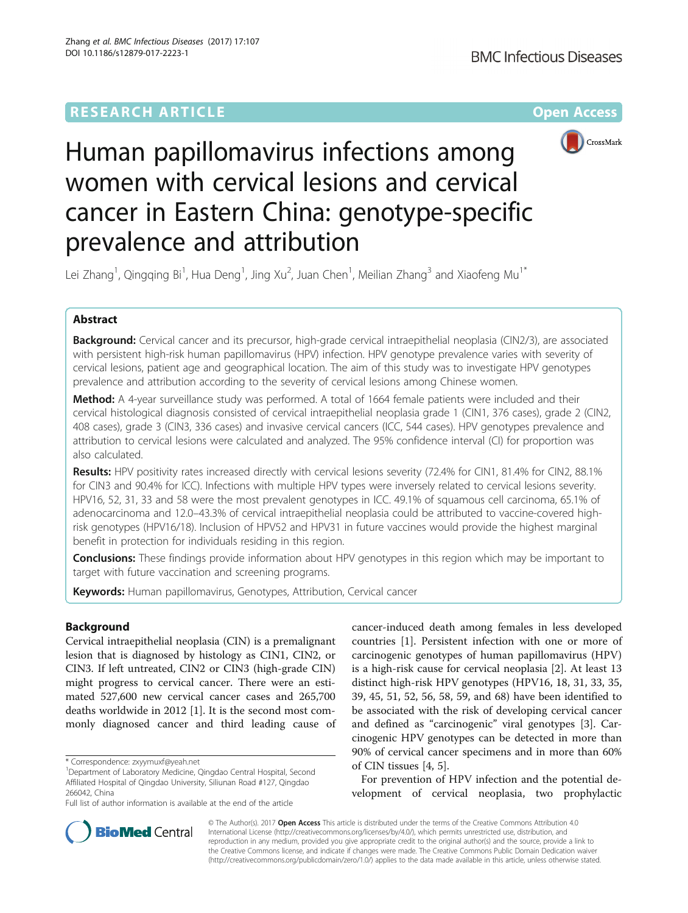RESEARCH ARTICLE

Open Access

# Human papillomavirus infections among women with cervical lesions and cervical cancer in Eastern China: genotype-specific prevalence and attribution

Lei Zhang[1], Qingqing Bi[1], Hua Deng[1], Jing Xu[2], Juan Chen[1], Meilian Zhang[3] and Xiaofeng Mu[1*]

## Abstract

**Background:** Cervical cancer and its precursor, high-grade cervical intraepithelial neoplasia (CIN2/3), are associated with persistent high-risk human papillomavirus (HPV) infection. HPV genotype prevalence varies with severity of cervical lesions, patient age and geographical location. The aim of this study was to investigate HPV genotypes prevalence and attribution according to the severity of cervical lesions among Chinese women.

**Method:** A 4-year surveillance study was performed. A total of 1664 female patients were included and their cervical histological diagnosis consisted of cervical intraepithelial neoplasia grade 1 (CIN1, 376 cases), grade 2 (CIN2, 408 cases), grade 3 (CIN3, 336 cases) and invasive cervical cancers (ICC, 544 cases). HPV genotypes prevalence and attribution to cervical lesions were calculated and analyzed. The 95% confidence interval (CI) for proportion was also calculated.

**Results:** HPV positivity rates increased directly with cervical lesions severity (72.4% for CIN1, 81.4% for CIN2, 88.1% for CIN3 and 90.4% for ICC). Infections with multiple HPV types were inversely related to cervical lesions severity. HPV16, 52, 31, 33 and 58 were the most prevalent genotypes in ICC. 49.1% of squamous cell carcinoma, 65.1% of adenocarcinoma and 12.0–43.3% of cervical intraepithelial neoplasia could be attributed to vaccine-covered high-risk genotypes (HPV16/18). Inclusion of HPV52 and HPV31 in future vaccines would provide the highest marginal benefit in protection for individuals residing in this region.

**Conclusions:** These findings provide information about HPV genotypes in this region which may be important to target with future vaccination and screening programs.

**Keywords:** Human papillomavirus, Genotypes, Attribution, Cervical cancer

## Background

Cervical intraepithelial neoplasia (CIN) is a premalignant lesion that is diagnosed by histology as CIN1, CIN2, or CIN3. If left untreated, CIN2 or CIN3 (high-grade CIN) might progress to cervical cancer. There were an estimated 527,600 new cervical cancer cases and 265,700 deaths worldwide in 2012 [1]. It is the second most commonly diagnosed cancer and third leading cause of cancer-induced death among females in less developed countries [1]. Persistent infection with one or more of carcinogenic genotypes of human papillomavirus (HPV) is a high-risk cause for cervical neoplasia [2]. At least 13 distinct high-risk HPV genotypes (HPV16, 18, 31, 33, 35, 39, 45, 51, 52, 56, 58, 59, and 68) have been identified to be associated with the risk of developing cervical cancer and defined as "carcinogenic" viral genotypes [3]. Carcinogenic HPV genotypes can be detected in more than 90% of cervical cancer specimens and in more than 60% of CIN tissues [4, 5].

For prevention of HPV infection and the potential development of cervical neoplasia, two prophylactic

\* Correspondence: zxyymuxf@yeah.net
[1]Department of Laboratory Medicine, Qingdao Central Hospital, Second Affiliated Hospital of Qingdao University, Siliunan Road #127, Qingdao 266042, China
Full list of author information is available at the end of the article

© The Author(s). 2017 **Open Access** This article is distributed under the terms of the Creative Commons Attribution 4.0 International License (http://creativecommons.org/licenses/by/4.0/), which permits unrestricted use, distribution, and reproduction in any medium, provided you give appropriate credit to the original author(s) and the source, provide a link to the Creative Commons license, and indicate if changes were made. The Creative Commons Public Domain Dedication waiver (http://creativecommons.org/publicdomain/zero/1.0/) applies to the data made available in this article, unless otherwise stated.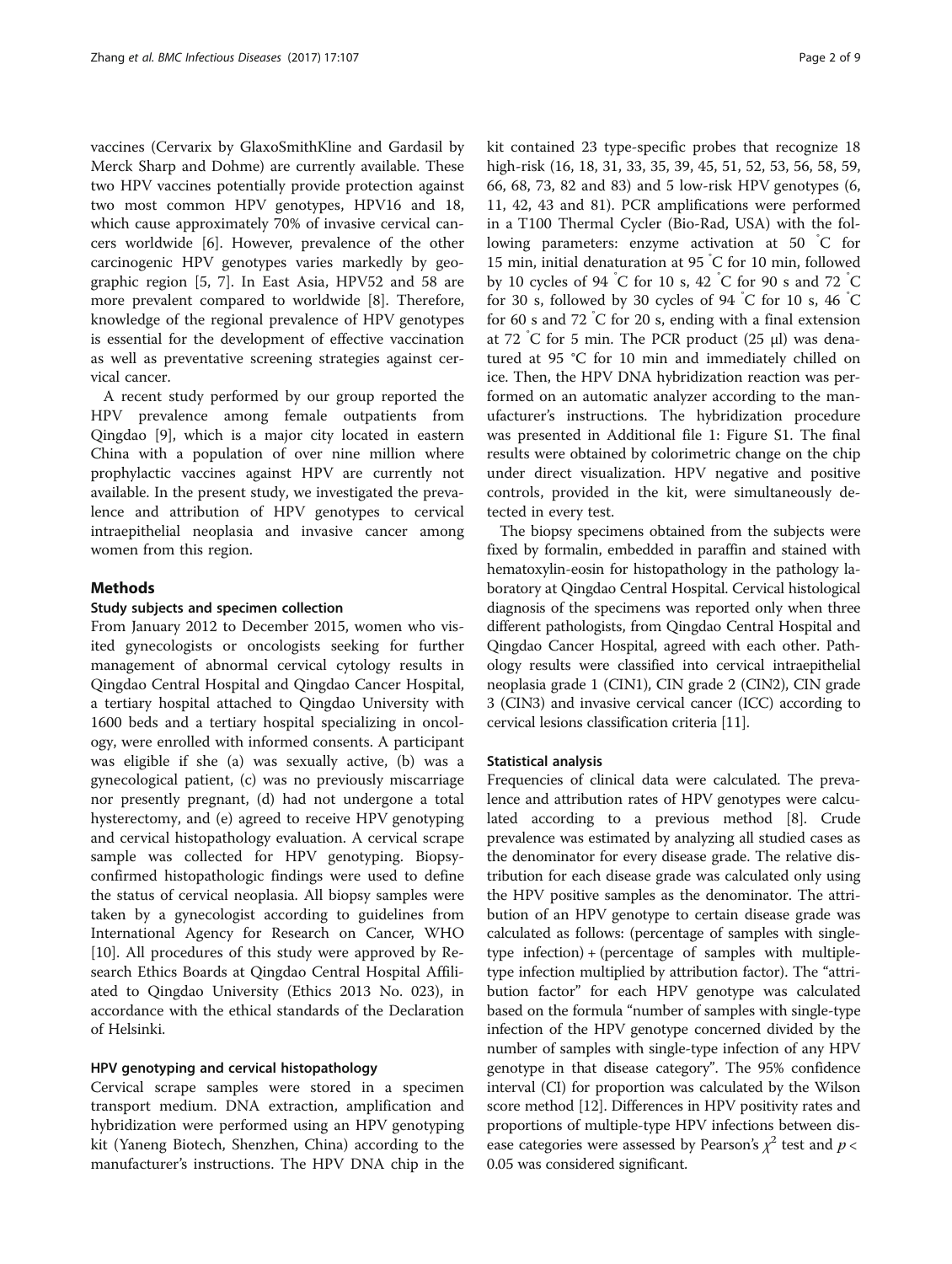vaccines (Cervarix by GlaxoSmithKline and Gardasil by Merck Sharp and Dohme) are currently available. These two HPV vaccines potentially provide protection against two most common HPV genotypes, HPV16 and 18, which cause approximately 70% of invasive cervical cancers worldwide [6]. However, prevalence of the other carcinogenic HPV genotypes varies markedly by geographic region [5, 7]. In East Asia, HPV52 and 58 are more prevalent compared to worldwide [8]. Therefore, knowledge of the regional prevalence of HPV genotypes is essential for the development of effective vaccination as well as preventative screening strategies against cervical cancer.

A recent study performed by our group reported the HPV prevalence among female outpatients from Qingdao [9], which is a major city located in eastern China with a population of over nine million where prophylactic vaccines against HPV are currently not available. In the present study, we investigated the prevalence and attribution of HPV genotypes to cervical intraepithelial neoplasia and invasive cancer among women from this region.

## Methods

### Study subjects and specimen collection

From January 2012 to December 2015, women who visited gynecologists or oncologists seeking for further management of abnormal cervical cytology results in Qingdao Central Hospital and Qingdao Cancer Hospital, a tertiary hospital attached to Qingdao University with 1600 beds and a tertiary hospital specializing in oncology, were enrolled with informed consents. A participant was eligible if she (a) was sexually active, (b) was a gynecological patient, (c) was no previously miscarriage nor presently pregnant, (d) had not undergone a total hysterectomy, and (e) agreed to receive HPV genotyping and cervical histopathology evaluation. A cervical scrape sample was collected for HPV genotyping. Biopsy-confirmed histopathologic findings were used to define the status of cervical neoplasia. All biopsy samples were taken by a gynecologist according to guidelines from International Agency for Research on Cancer, WHO [10]. All procedures of this study were approved by Research Ethics Boards at Qingdao Central Hospital Affiliated to Qingdao University (Ethics 2013 No. 023), in accordance with the ethical standards of the Declaration of Helsinki.

### HPV genotyping and cervical histopathology

Cervical scrape samples were stored in a specimen transport medium. DNA extraction, amplification and hybridization were performed using an HPV genotyping kit (Yaneng Biotech, Shenzhen, China) according to the manufacturer's instructions. The HPV DNA chip in the kit contained 23 type-specific probes that recognize 18 high-risk (16, 18, 31, 33, 35, 39, 45, 51, 52, 53, 56, 58, 59, 66, 68, 73, 82 and 83) and 5 low-risk HPV genotypes (6, 11, 42, 43 and 81). PCR amplifications were performed in a T100 Thermal Cycler (Bio-Rad, USA) with the following parameters: enzyme activation at 50 °C for 15 min, initial denaturation at 95 °C for 10 min, followed by 10 cycles of 94 °C for 10 s, 42 °C for 90 s and 72 °C for 30 s, followed by 30 cycles of 94 °C for 10 s, 46 °C for 60 s and 72 °C for 20 s, ending with a final extension at 72 °C for 5 min. The PCR product (25 μl) was denatured at 95 °C for 10 min and immediately chilled on ice. Then, the HPV DNA hybridization reaction was performed on an automatic analyzer according to the manufacturer's instructions. The hybridization procedure was presented in Additional file 1: Figure S1. The final results were obtained by colorimetric change on the chip under direct visualization. HPV negative and positive controls, provided in the kit, were simultaneously detected in every test.

The biopsy specimens obtained from the subjects were fixed by formalin, embedded in paraffin and stained with hematoxylin-eosin for histopathology in the pathology laboratory at Qingdao Central Hospital. Cervical histological diagnosis of the specimens was reported only when three different pathologists, from Qingdao Central Hospital and Qingdao Cancer Hospital, agreed with each other. Pathology results were classified into cervical intraepithelial neoplasia grade 1 (CIN1), CIN grade 2 (CIN2), CIN grade 3 (CIN3) and invasive cervical cancer (ICC) according to cervical lesions classification criteria [11].

### Statistical analysis

Frequencies of clinical data were calculated. The prevalence and attribution rates of HPV genotypes were calculated according to a previous method [8]. Crude prevalence was estimated by analyzing all studied cases as the denominator for every disease grade. The relative distribution for each disease grade was calculated only using the HPV positive samples as the denominator. The attribution of an HPV genotype to certain disease grade was calculated as follows: (percentage of samples with single-type infection) + (percentage of samples with multiple-type infection multiplied by attribution factor). The "attribution factor" for each HPV genotype was calculated based on the formula "number of samples with single-type infection of the HPV genotype concerned divided by the number of samples with single-type infection of any HPV genotype in that disease category". The 95% confidence interval (CI) for proportion was calculated by the Wilson score method [12]. Differences in HPV positivity rates and proportions of multiple-type HPV infections between disease categories were assessed by Pearson's $\chi^2$ test and $p < 0.05$ was considered significant.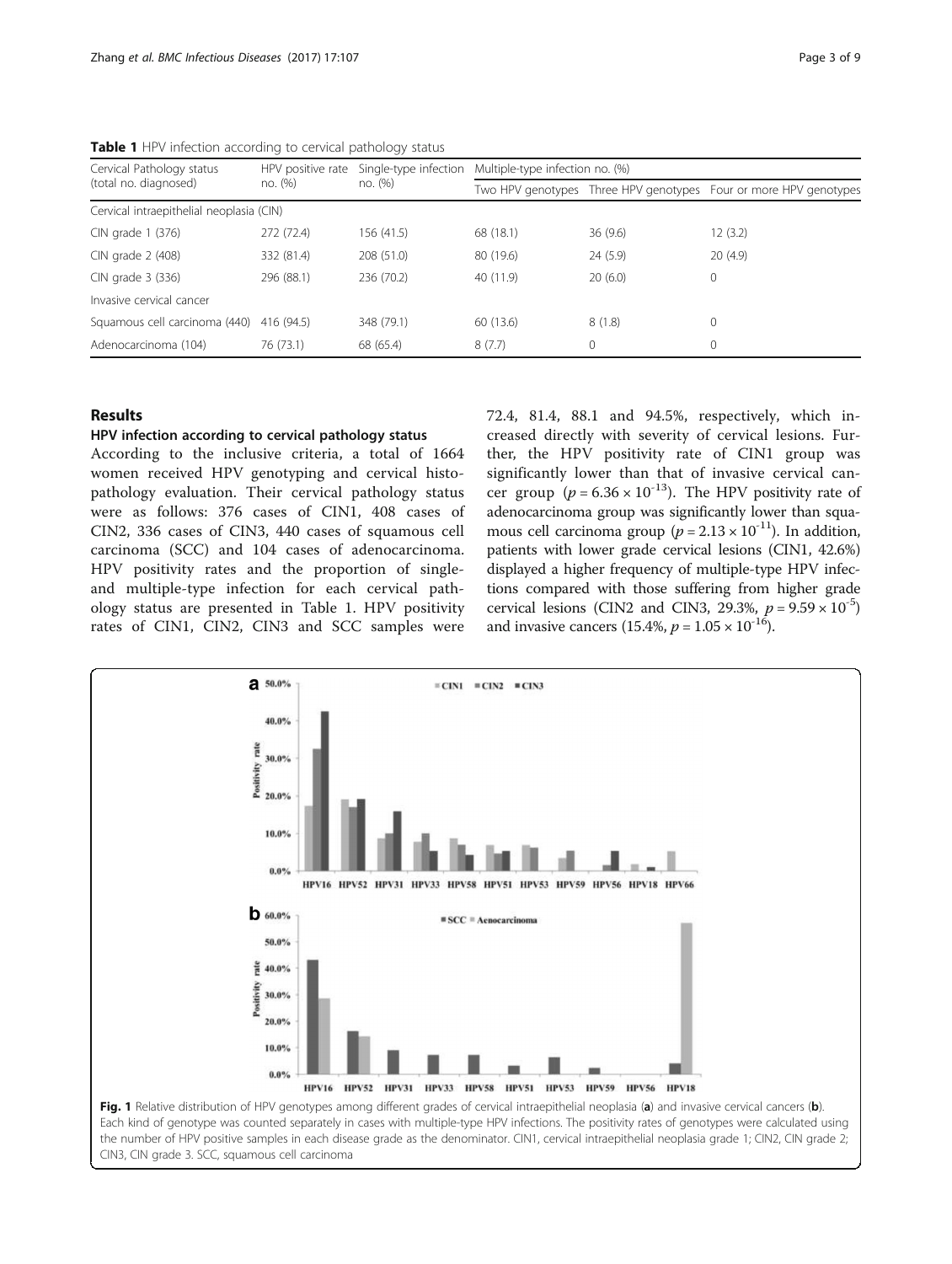**Table 1** HPV infection according to cervical pathology status

| Cervical Pathology status (total no. diagnosed) | HPV positive rate no. (%) | Single-type infection no. (%) | Multiple-type infection no. (%) | | |
|---|---|---|---|---|---|
| | | | Two HPV genotypes | Three HPV genotypes | Four or more HPV genotypes |
| Cervical intraepithelial neoplasia (CIN) | | | | | |
| CIN grade 1 (376) | 272 (72.4) | 156 (41.5) | 68 (18.1) | 36 (9.6) | 12 (3.2) |
| CIN grade 2 (408) | 332 (81.4) | 208 (51.0) | 80 (19.6) | 24 (5.9) | 20 (4.9) |
| CIN grade 3 (336) | 296 (88.1) | 236 (70.2) | 40 (11.9) | 20 (6.0) | 0 |
| Invasive cervical cancer | | | | | |
| Squamous cell carcinoma (440) | 416 (94.5) | 348 (79.1) | 60 (13.6) | 8 (1.8) | 0 |
| Adenocarcinoma (104) | 76 (73.1) | 68 (65.4) | 8 (7.7) | 0 | 0 |

## Results

### HPV infection according to cervical pathology status

According to the inclusive criteria, a total of 1664 women received HPV genotyping and cervical histopathology evaluation. Their cervical pathology status were as follows: 376 cases of CIN1, 408 cases of CIN2, 336 cases of CIN3, 440 cases of squamous cell carcinoma (SCC) and 104 cases of adenocarcinoma. HPV positivity rates and the proportion of single- and multiple-type infection for each cervical pathology status are presented in Table 1. HPV positivity rates of CIN1, CIN2, CIN3 and SCC samples were 72.4, 81.4, 88.1 and 94.5%, respectively, which increased directly with severity of cervical lesions. Further, the HPV positivity rate of CIN1 group was significantly lower than that of invasive cervical cancer group ($p = 6.36 \times 10^{-13}$). The HPV positivity rate of adenocarcinoma group was significantly lower than squamous cell carcinoma group ($p = 2.13 \times 10^{-11}$). In addition, patients with lower grade cervical lesions (CIN1, 42.6%) displayed a higher frequency of multiple-type HPV infections compared with those suffering from higher grade cervical lesions (CIN2 and CIN3, 29.3%, $p = 9.59 \times 10^{-5}$) and invasive cancers (15.4%, $p = 1.05 \times 10^{-16}$).

**Fig. 1** Relative distribution of HPV genotypes among different grades of cervical intraepithelial neoplasia (**a**) and invasive cervical cancers (**b**). Each kind of genotype was counted separately in cases with multiple-type HPV infections. The positivity rates of genotypes were calculated using the number of HPV positive samples in each disease grade as the denominator. CIN1, cervical intraepithelial neoplasia grade 1; CIN2, CIN grade 2; CIN3, CIN grade 3. SCC, squamous cell carcinoma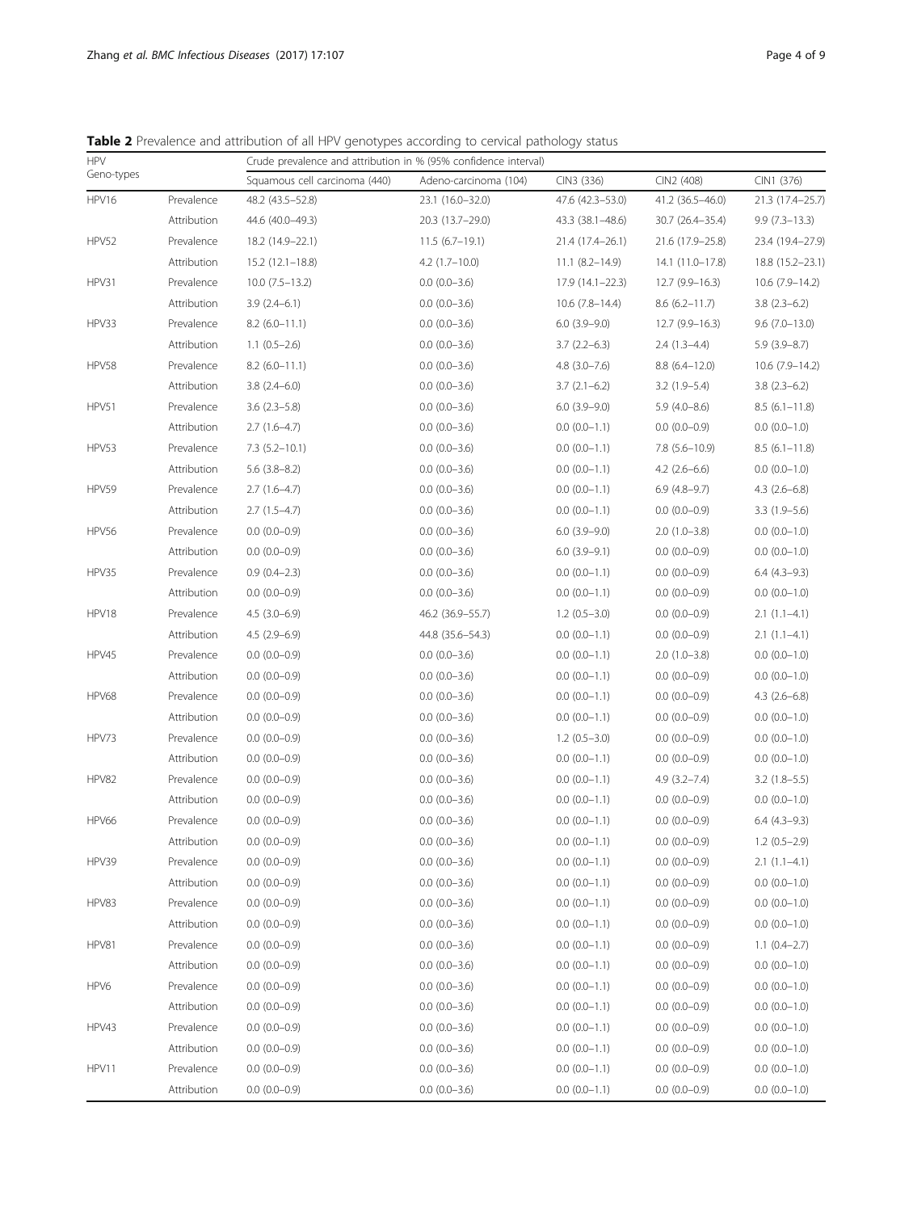**Table 2** Prevalence and attribution of all HPV genotypes according to cervical pathology status

| HPV Geno-types | | Crude prevalence and attribution in % (95% confidence interval) | | | | |
|---|---|---|---|---|---|---|
| | | Squamous cell carcinoma (440) | Adeno-carcinoma (104) | CIN3 (336) | CIN2 (408) | CIN1 (376) |
| HPV16 | Prevalence | 48.2 (43.5–52.8) | 23.1 (16.0–32.0) | 47.6 (42.3–53.0) | 41.2 (36.5–46.0) | 21.3 (17.4–25.7) |
| | Attribution | 44.6 (40.0–49.3) | 20.3 (13.7–29.0) | 43.3 (38.1–48.6) | 30.7 (26.4–35.4) | 9.9 (7.3–13.3) |
| HPV52 | Prevalence | 18.2 (14.9–22.1) | 11.5 (6.7–19.1) | 21.4 (17.4–26.1) | 21.6 (17.9–25.8) | 23.4 (19.4–27.9) |
| | Attribution | 15.2 (12.1–18.8) | 4.2 (1.7–10.0) | 11.1 (8.2–14.9) | 14.1 (11.0–17.8) | 18.8 (15.2–23.1) |
| HPV31 | Prevalence | 10.0 (7.5–13.2) | 0.0 (0.0–3.6) | 17.9 (14.1–22.3) | 12.7 (9.9–16.3) | 10.6 (7.9–14.2) |
| | Attribution | 3.9 (2.4–6.1) | 0.0 (0.0–3.6) | 10.6 (7.8–14.4) | 8.6 (6.2–11.7) | 3.8 (2.3–6.2) |
| HPV33 | Prevalence | 8.2 (6.0–11.1) | 0.0 (0.0–3.6) | 6.0 (3.9–9.0) | 12.7 (9.9–16.3) | 9.6 (7.0–13.0) |
| | Attribution | 1.1 (0.5–2.6) | 0.0 (0.0–3.6) | 3.7 (2.2–6.3) | 2.4 (1.3–4.4) | 5.9 (3.9–8.7) |
| HPV58 | Prevalence | 8.2 (6.0–11.1) | 0.0 (0.0–3.6) | 4.8 (3.0–7.6) | 8.8 (6.4–12.0) | 10.6 (7.9–14.2) |
| | Attribution | 3.8 (2.4–6.0) | 0.0 (0.0–3.6) | 3.7 (2.1–6.2) | 3.2 (1.9–5.4) | 3.8 (2.3–6.2) |
| HPV51 | Prevalence | 3.6 (2.3–5.8) | 0.0 (0.0–3.6) | 6.0 (3.9–9.0) | 5.9 (4.0–8.6) | 8.5 (6.1–11.8) |
| | Attribution | 2.7 (1.6–4.7) | 0.0 (0.0–3.6) | 0.0 (0.0–1.1) | 0.0 (0.0–0.9) | 0.0 (0.0–1.0) |
| HPV53 | Prevalence | 7.3 (5.2–10.1) | 0.0 (0.0–3.6) | 0.0 (0.0–1.1) | 7.8 (5.6–10.9) | 8.5 (6.1–11.8) |
| | Attribution | 5.6 (3.8–8.2) | 0.0 (0.0–3.6) | 0.0 (0.0–1.1) | 4.2 (2.6–6.6) | 0.0 (0.0–1.0) |
| HPV59 | Prevalence | 2.7 (1.6–4.7) | 0.0 (0.0–3.6) | 0.0 (0.0–1.1) | 6.9 (4.8–9.7) | 4.3 (2.6–6.8) |
| | Attribution | 2.7 (1.5–4.7) | 0.0 (0.0–3.6) | 0.0 (0.0–1.1) | 0.0 (0.0–0.9) | 3.3 (1.9–5.6) |
| HPV56 | Prevalence | 0.0 (0.0–0.9) | 0.0 (0.0–3.6) | 6.0 (3.9–9.0) | 2.0 (1.0–3.8) | 0.0 (0.0–1.0) |
| | Attribution | 0.0 (0.0–0.9) | 0.0 (0.0–3.6) | 6.0 (3.9–9.1) | 0.0 (0.0–0.9) | 0.0 (0.0–1.0) |
| HPV35 | Prevalence | 0.9 (0.4–2.3) | 0.0 (0.0–3.6) | 0.0 (0.0–1.1) | 0.0 (0.0–0.9) | 6.4 (4.3–9.3) |
| | Attribution | 0.0 (0.0–0.9) | 0.0 (0.0–3.6) | 0.0 (0.0–1.1) | 0.0 (0.0–0.9) | 0.0 (0.0–1.0) |
| HPV18 | Prevalence | 4.5 (3.0–6.9) | 46.2 (36.9–55.7) | 1.2 (0.5–3.0) | 0.0 (0.0–0.9) | 2.1 (1.1–4.1) |
| | Attribution | 4.5 (2.9–6.9) | 44.8 (35.6–54.3) | 0.0 (0.0–1.1) | 0.0 (0.0–0.9) | 2.1 (1.1–4.1) |
| HPV45 | Prevalence | 0.0 (0.0–0.9) | 0.0 (0.0–3.6) | 0.0 (0.0–1.1) | 2.0 (1.0–3.8) | 0.0 (0.0–1.0) |
| | Attribution | 0.0 (0.0–0.9) | 0.0 (0.0–3.6) | 0.0 (0.0–1.1) | 0.0 (0.0–0.9) | 0.0 (0.0–1.0) |
| HPV68 | Prevalence | 0.0 (0.0–0.9) | 0.0 (0.0–3.6) | 0.0 (0.0–1.1) | 0.0 (0.0–0.9) | 4.3 (2.6–6.8) |
| | Attribution | 0.0 (0.0–0.9) | 0.0 (0.0–3.6) | 0.0 (0.0–1.1) | 0.0 (0.0–0.9) | 0.0 (0.0–1.0) |
| HPV73 | Prevalence | 0.0 (0.0–0.9) | 0.0 (0.0–3.6) | 1.2 (0.5–3.0) | 0.0 (0.0–0.9) | 0.0 (0.0–1.0) |
| | Attribution | 0.0 (0.0–0.9) | 0.0 (0.0–3.6) | 0.0 (0.0–1.1) | 0.0 (0.0–0.9) | 0.0 (0.0–1.0) |
| HPV82 | Prevalence | 0.0 (0.0–0.9) | 0.0 (0.0–3.6) | 0.0 (0.0–1.1) | 4.9 (3.2–7.4) | 3.2 (1.8–5.5) |
| | Attribution | 0.0 (0.0–0.9) | 0.0 (0.0–3.6) | 0.0 (0.0–1.1) | 0.0 (0.0–0.9) | 0.0 (0.0–1.0) |
| HPV66 | Prevalence | 0.0 (0.0–0.9) | 0.0 (0.0–3.6) | 0.0 (0.0–1.1) | 0.0 (0.0–0.9) | 6.4 (4.3–9.3) |
| | Attribution | 0.0 (0.0–0.9) | 0.0 (0.0–3.6) | 0.0 (0.0–1.1) | 0.0 (0.0–0.9) | 1.2 (0.5–2.9) |
| HPV39 | Prevalence | 0.0 (0.0–0.9) | 0.0 (0.0–3.6) | 0.0 (0.0–1.1) | 0.0 (0.0–0.9) | 2.1 (1.1–4.1) |
| | Attribution | 0.0 (0.0–0.9) | 0.0 (0.0–3.6) | 0.0 (0.0–1.1) | 0.0 (0.0–0.9) | 0.0 (0.0–1.0) |
| HPV83 | Prevalence | 0.0 (0.0–0.9) | 0.0 (0.0–3.6) | 0.0 (0.0–1.1) | 0.0 (0.0–0.9) | 0.0 (0.0–1.0) |
| | Attribution | 0.0 (0.0–0.9) | 0.0 (0.0–3.6) | 0.0 (0.0–1.1) | 0.0 (0.0–0.9) | 0.0 (0.0–1.0) |
| HPV81 | Prevalence | 0.0 (0.0–0.9) | 0.0 (0.0–3.6) | 0.0 (0.0–1.1) | 0.0 (0.0–0.9) | 1.1 (0.4–2.7) |
| | Attribution | 0.0 (0.0–0.9) | 0.0 (0.0–3.6) | 0.0 (0.0–1.1) | 0.0 (0.0–0.9) | 0.0 (0.0–1.0) |
| HPV6 | Prevalence | 0.0 (0.0–0.9) | 0.0 (0.0–3.6) | 0.0 (0.0–1.1) | 0.0 (0.0–0.9) | 0.0 (0.0–1.0) |
| | Attribution | 0.0 (0.0–0.9) | 0.0 (0.0–3.6) | 0.0 (0.0–1.1) | 0.0 (0.0–0.9) | 0.0 (0.0–1.0) |
| HPV43 | Prevalence | 0.0 (0.0–0.9) | 0.0 (0.0–3.6) | 0.0 (0.0–1.1) | 0.0 (0.0–0.9) | 0.0 (0.0–1.0) |
| | Attribution | 0.0 (0.0–0.9) | 0.0 (0.0–3.6) | 0.0 (0.0–1.1) | 0.0 (0.0–0.9) | 0.0 (0.0–1.0) |
| HPV11 | Prevalence | 0.0 (0.0–0.9) | 0.0 (0.0–3.6) | 0.0 (0.0–1.1) | 0.0 (0.0–0.9) | 0.0 (0.0–1.0) |
| | Attribution | 0.0 (0.0–0.9) | 0.0 (0.0–3.6) | 0.0 (0.0–1.1) | 0.0 (0.0–0.9) | 0.0 (0.0–1.0) |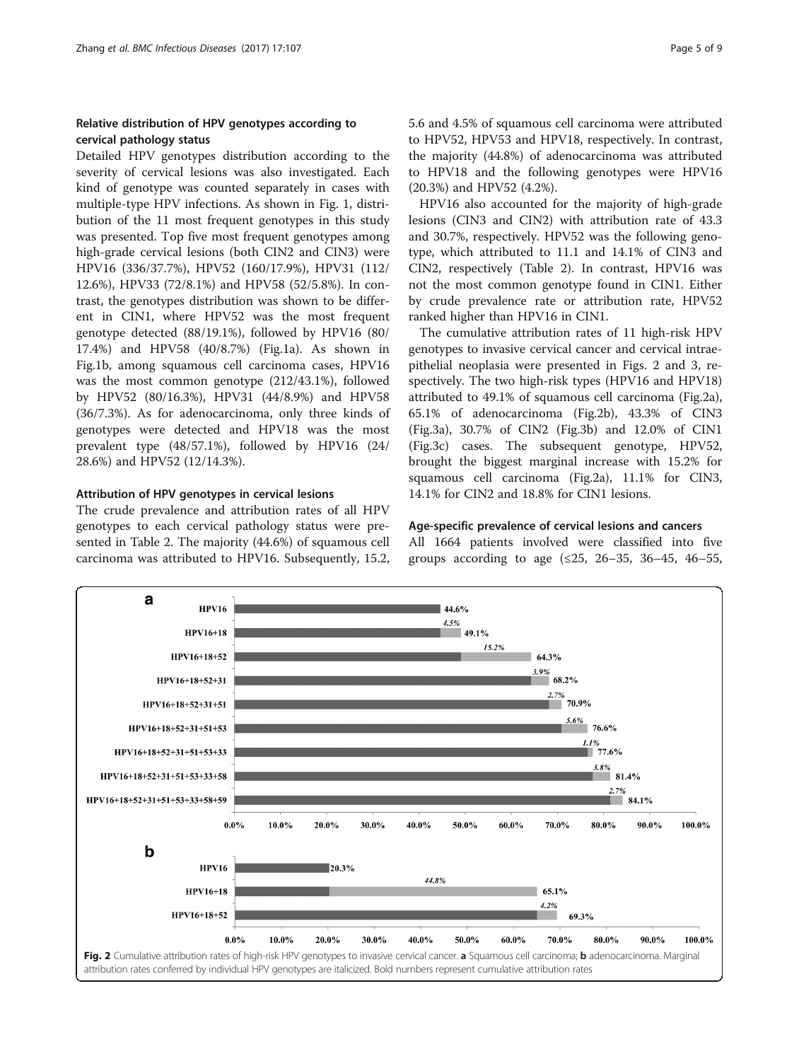## Relative distribution of HPV genotypes according to cervical pathology status

Detailed HPV genotypes distribution according to the severity of cervical lesions was also investigated. Each kind of genotype was counted separately in cases with multiple-type HPV infections. As shown in Fig. 1, distribution of the 11 most frequent genotypes in this study was presented. Top five most frequent genotypes among high-grade cervical lesions (both CIN2 and CIN3) were HPV16 (336/37.7%), HPV52 (160/17.9%), HPV31 (112/12.6%), HPV33 (72/8.1%) and HPV58 (52/5.8%). In contrast, the genotypes distribution was shown to be different in CIN1, where HPV52 was the most frequent genotype detected (88/19.1%), followed by HPV16 (80/17.4%) and HPV58 (40/8.7%) (Fig.1a). As shown in Fig.1b, among squamous cell carcinoma cases, HPV16 was the most common genotype (212/43.1%), followed by HPV52 (80/16.3%), HPV31 (44/8.9%) and HPV58 (36/7.3%). As for adenocarcinoma, only three kinds of genotypes were detected and HPV18 was the most prevalent type (48/57.1%), followed by HPV16 (24/28.6%) and HPV52 (12/14.3%).

## Attribution of HPV genotypes in cervical lesions

The crude prevalence and attribution rates of all HPV genotypes to each cervical pathology status were presented in Table 2. The majority (44.6%) of squamous cell carcinoma was attributed to HPV16. Subsequently, 15.2, 5.6 and 4.5% of squamous cell carcinoma were attributed to HPV52, HPV53 and HPV18, respectively. In contrast, the majority (44.8%) of adenocarcinoma was attributed to HPV18 and the following genotypes were HPV16 (20.3%) and HPV52 (4.2%).

HPV16 also accounted for the majority of high-grade lesions (CIN3 and CIN2) with attribution rate of 43.3 and 30.7%, respectively. HPV52 was the following genotype, which attributed to 11.1 and 14.1% of CIN3 and CIN2, respectively (Table 2). In contrast, HPV16 was not the most common genotype found in CIN1. Either by crude prevalence rate or attribution rate, HPV52 ranked higher than HPV16 in CIN1.

The cumulative attribution rates of 11 high-risk HPV genotypes to invasive cervical cancer and cervical intraepithelial neoplasia were presented in Figs. 2 and 3, respectively. The two high-risk types (HPV16 and HPV18) attributed to 49.1% of squamous cell carcinoma (Fig.2a), 65.1% of adenocarcinoma (Fig.2b), 43.3% of CIN3 (Fig.3a), 30.7% of CIN2 (Fig.3b) and 12.0% of CIN1 (Fig.3c) cases. The subsequent genotype, HPV52, brought the biggest marginal increase with 15.2% for squamous cell carcinoma (Fig.2a), 11.1% for CIN3, 14.1% for CIN2 and 18.8% for CIN1 lesions.

## Age-specific prevalence of cervical lesions and cancers

All 1664 patients involved were classified into five groups according to age (≤25, 26–35, 36–45, 46–55,

**a**

| Genotypes | Marginal | Cumulative |
|---|---|---|
| HPV16 | | **44.6%** |
| HPV16+18 | *4.5%* | **49.1%** |
| HPV16+18+52 | *15.2%* | **64.3%** |
| HPV16+18+52+31 | *3.9%* | **68.2%** |
| HPV16+18+52+31+51 | *2.7%* | **70.9%** |
| HPV16+18+52+31+51+53 | *5.6%* | **76.6%** |
| HPV16+18+52+31+51+53+33 | *1.1%* | **77.6%** |
| HPV16+18+52+31+51+53+33+58 | *3.8%* | **81.4%** |
| HPV16+18+52+31+51+53+33+58+59 | *2.7%* | **84.1%** |

**b**

| Genotypes | Marginal | Cumulative |
|---|---|---|
| HPV16 | | **20.3%** |
| HPV16+18 | *44.8%* | **65.1%** |
| HPV16+18+52 | *4.2%* | **69.3%** |

**Fig. 2** Cumulative attribution rates of high-risk HPV genotypes to invasive cervical cancer. **a** Squamous cell carcinoma; **b** adenocarcinoma. Marginal attribution rates conferred by individual HPV genotypes are italicized. Bold numbers represent cumulative attribution rates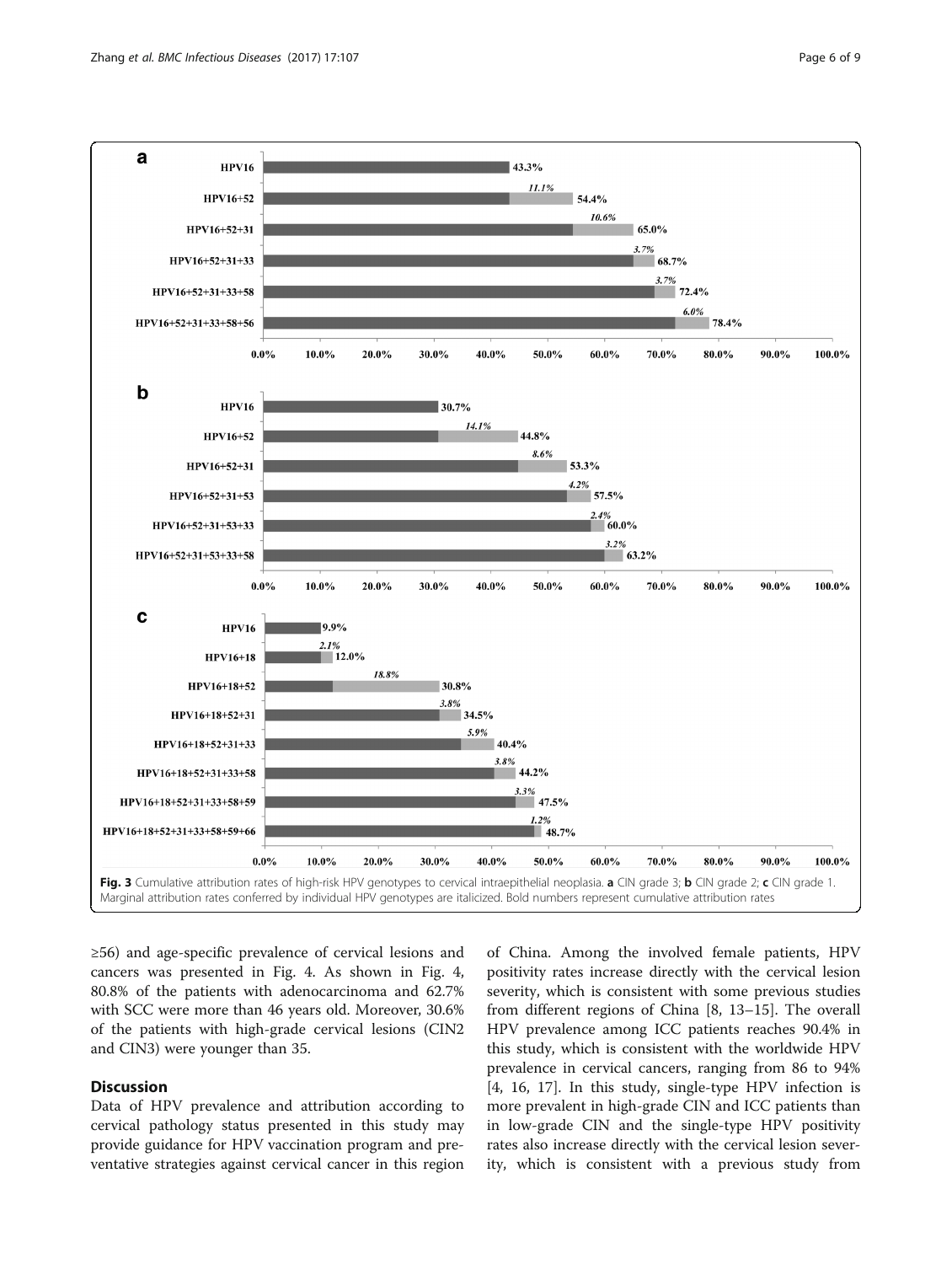Fig. 3 Cumulative attribution rates of high-risk HPV genotypes to cervical intraepithelial neoplasia. **a** CIN grade 3; **b** CIN grade 2; **c** CIN grade 1. Marginal attribution rates conferred by individual HPV genotypes are italicized. Bold numbers represent cumulative attribution rates

≥56) and age-specific prevalence of cervical lesions and cancers was presented in Fig. 4. As shown in Fig. 4, 80.8% of the patients with adenocarcinoma and 62.7% with SCC were more than 46 years old. Moreover, 30.6% of the patients with high-grade cervical lesions (CIN2 and CIN3) were younger than 35.

## Discussion

Data of HPV prevalence and attribution according to cervical pathology status presented in this study may provide guidance for HPV vaccination program and preventative strategies against cervical cancer in this region of China. Among the involved female patients, HPV positivity rates increase directly with the cervical lesion severity, which is consistent with some previous studies from different regions of China [8, 13–15]. The overall HPV prevalence among ICC patients reaches 90.4% in this study, which is consistent with the worldwide HPV prevalence in cervical cancers, ranging from 86 to 94% [4, 16, 17]. In this study, single-type HPV infection is more prevalent in high-grade CIN and ICC patients than in low-grade CIN and the single-type HPV positivity rates also increase directly with the cervical lesion severity, which is consistent with a previous study from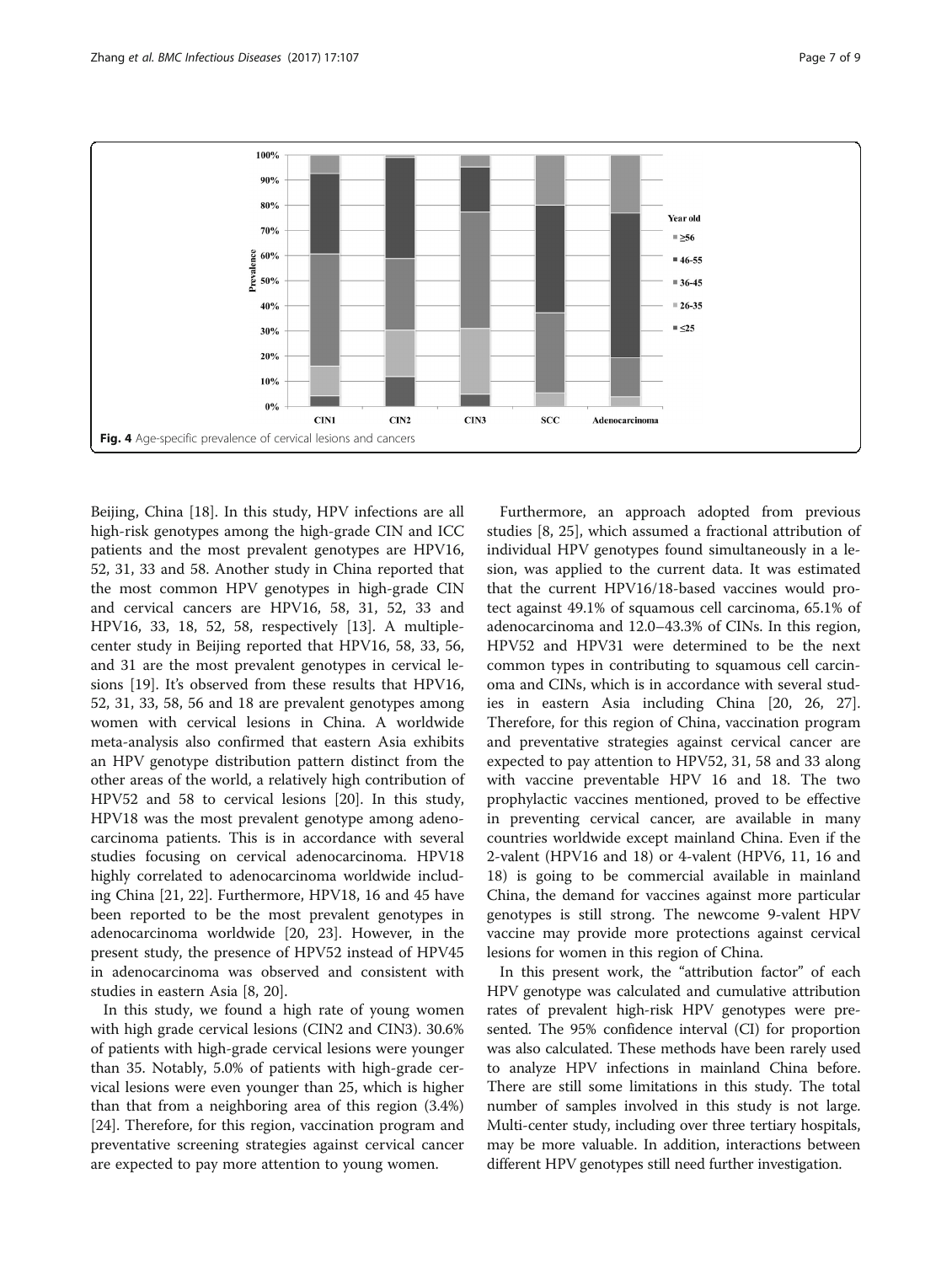Fig. 4 Age-specific prevalence of cervical lesions and cancers

Beijing, China [18]. In this study, HPV infections are all high-risk genotypes among the high-grade CIN and ICC patients and the most prevalent genotypes are HPV16, 52, 31, 33 and 58. Another study in China reported that the most common HPV genotypes in high-grade CIN and cervical cancers are HPV16, 58, 31, 52, 33 and HPV16, 33, 18, 52, 58, respectively [13]. A multiple-center study in Beijing reported that HPV16, 58, 33, 56, and 31 are the most prevalent genotypes in cervical lesions [19]. It's observed from these results that HPV16, 52, 31, 33, 58, 56 and 18 are prevalent genotypes among women with cervical lesions in China. A worldwide meta-analysis also confirmed that eastern Asia exhibits an HPV genotype distribution pattern distinct from the other areas of the world, a relatively high contribution of HPV52 and 58 to cervical lesions [20]. In this study, HPV18 was the most prevalent genotype among adenocarcinoma patients. This is in accordance with several studies focusing on cervical adenocarcinoma. HPV18 highly correlated to adenocarcinoma worldwide including China [21, 22]. Furthermore, HPV18, 16 and 45 have been reported to be the most prevalent genotypes in adenocarcinoma worldwide [20, 23]. However, in the present study, the presence of HPV52 instead of HPV45 in adenocarcinoma was observed and consistent with studies in eastern Asia [8, 20].

In this study, we found a high rate of young women with high grade cervical lesions (CIN2 and CIN3). 30.6% of patients with high-grade cervical lesions were younger than 35. Notably, 5.0% of patients with high-grade cervical lesions were even younger than 25, which is higher than that from a neighboring area of this region (3.4%) [24]. Therefore, for this region, vaccination program and preventative screening strategies against cervical cancer are expected to pay more attention to young women.

Furthermore, an approach adopted from previous studies [8, 25], which assumed a fractional attribution of individual HPV genotypes found simultaneously in a lesion, was applied to the current data. It was estimated that the current HPV16/18-based vaccines would protect against 49.1% of squamous cell carcinoma, 65.1% of adenocarcinoma and 12.0–43.3% of CINs. In this region, HPV52 and HPV31 were determined to be the next common types in contributing to squamous cell carcinoma and CINs, which is in accordance with several studies in eastern Asia including China [20, 26, 27]. Therefore, for this region of China, vaccination program and preventative strategies against cervical cancer are expected to pay attention to HPV52, 31, 58 and 33 along with vaccine preventable HPV 16 and 18. The two prophylactic vaccines mentioned, proved to be effective in preventing cervical cancer, are available in many countries worldwide except mainland China. Even if the 2-valent (HPV16 and 18) or 4-valent (HPV6, 11, 16 and 18) is going to be commercial available in mainland China, the demand for vaccines against more particular genotypes is still strong. The newcome 9-valent HPV vaccine may provide more protections against cervical lesions for women in this region of China.

In this present work, the "attribution factor" of each HPV genotype was calculated and cumulative attribution rates of prevalent high-risk HPV genotypes were presented. The 95% confidence interval (CI) for proportion was also calculated. These methods have been rarely used to analyze HPV infections in mainland China before. There are still some limitations in this study. The total number of samples involved in this study is not large. Multi-center study, including over three tertiary hospitals, may be more valuable. In addition, interactions between different HPV genotypes still need further investigation.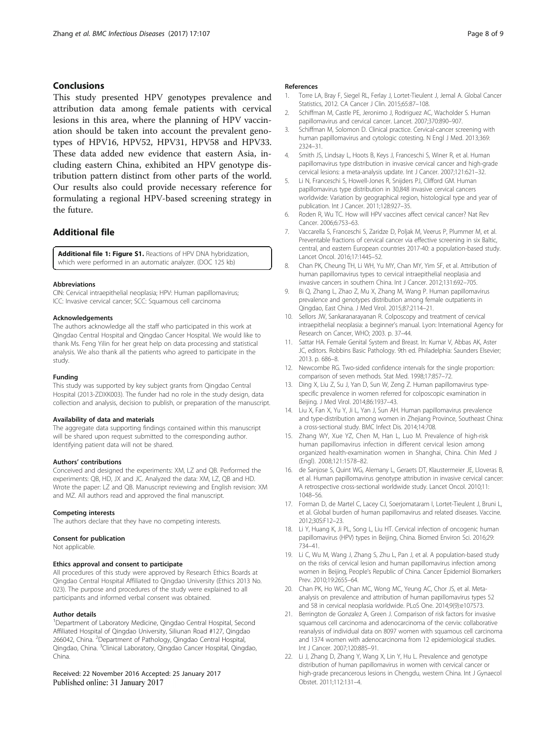## Conclusions

This study presented HPV genotypes prevalence and attribution data among female patients with cervical lesions in this area, where the planning of HPV vaccination should be taken into account the prevalent genotypes of HPV16, HPV52, HPV31, HPV58 and HPV33. These data added new evidence that eastern Asia, including eastern China, exhibited an HPV genotype distribution pattern distinct from other parts of the world. Our results also could provide necessary reference for formulating a regional HPV-based screening strategy in the future.

## Additional file

**Additional file 1: Figure S1.** Reactions of HPV DNA hybridization, which were performed in an automatic analyzer. (DOC 125 kb)

#### Abbreviations

CIN: Cervical intraepithelial neoplasia; HPV: Human papillomavirus; ICC: Invasive cervical cancer; SCC: Squamous cell carcinoma

#### Acknowledgements

The authors acknowledge all the staff who participated in this work at Qingdao Central Hospital and Qingdao Cancer Hospital. We would like to thank Ms. Feng Yilin for her great help on data processing and statistical analysis. We also thank all the patients who agreed to participate in the study.

#### Funding

This study was supported by key subject grants from Qingdao Central Hospital (2013-ZDXK003). The funder had no role in the study design, data collection and analysis, decision to publish, or preparation of the manuscript.

#### Availability of data and materials

The aggregate data supporting findings contained within this manuscript will be shared upon request submitted to the corresponding author. Identifying patient data will not be shared.

#### Authors' contributions

Conceived and designed the experiments: XM, LZ and QB. Performed the experiments: QB, HD, JX and JC. Analyzed the data: XM, LZ, QB and HD. Wrote the paper: LZ and QB. Manuscript reviewing and English revision: XM and MZ. All authors read and approved the final manuscript.

#### Competing interests

The authors declare that they have no competing interests.

#### Consent for publication

Not applicable.

#### Ethics approval and consent to participate

All procedures of this study were approved by Research Ethics Boards at Qingdao Central Hospital Affiliated to Qingdao University (Ethics 2013 No. 023). The purpose and procedures of the study were explained to all participants and informed verbal consent was obtained.

#### Author details

[1]Department of Laboratory Medicine, Qingdao Central Hospital, Second Affiliated Hospital of Qingdao University, Siliunan Road #127, Qingdao 266042, China. [2]Department of Pathology, Qingdao Central Hospital, Qingdao, China. [3]Clinical Laboratory, Qingdao Cancer Hospital, Qingdao, China.

Received: 22 November 2016 Accepted: 25 January 2017
Published online: 31 January 2017

#### References

1. Torre LA, Bray F, Siegel RL, Ferlay J, Lortet-Tieulent J, Jemal A. Global Cancer Statistics, 2012. CA Cancer J Clin. 2015;65:87–108.
2. Schiffman M, Castle PE, Jeronimo J, Rodriguez AC, Wacholder S. Human papillomavirus and cervical cancer. Lancet. 2007;370:890–907.
3. Schiffman M, Solomon D. Clinical practice. Cervical-cancer screening with human papillomavirus and cytologic cotesting. N Engl J Med. 2013;369: 2324–31.
4. Smith JS, Lindsay L, Hoots B, Keys J, Franceschi S, Winer R, et al. Human papillomavirus type distribution in invasive cervical cancer and high-grade cervical lesions: a meta-analysis update. Int J Cancer. 2007;121:621–32.
5. Li N, Franceschi S, Howell-Jones R, Snijders PJ, Clifford GM. Human papillomavirus type distribution in 30,848 invasive cervical cancers worldwide: Variation by geographical region, histological type and year of publication. Int J Cancer. 2011;128:927–35.
6. Roden R, Wu TC. How will HPV vaccines affect cervical cancer? Nat Rev Cancer. 2006;6:753–63.
7. Vaccarella S, Franceschi S, Zaridze D, Poljak M, Veerus P, Plummer M, et al. Preventable fractions of cervical cancer via effective screening in six Baltic, central, and eastern European countries 2017-40: a population-based study. Lancet Oncol. 2016;17:1445–52.
8. Chan PK, Cheung TH, Li WH, Yu MY, Chan MY, Yim SF, et al. Attribution of human papillomavirus types to cervical intraepithelial neoplasia and invasive cancers in southern China. Int J Cancer. 2012;131:692–705.
9. Bi Q, Zhang L, Zhao Z, Mu X, Zhang M, Wang P. Human papillomavirus prevalence and genotypes distribution among female outpatients in Qingdao, East China. J Med Virol. 2015;87:2114–21.
10. Sellors JW, Sankaranarayanan R. Colposcopy and treatment of cervical intraepithelial neoplasia: a beginner's manual. Lyon: International Agency for Research on Cancer, WHO; 2003. p. 37–44.
11. Sattar HA. Female Genital System and Breast. In: Kumar V, Abbas AK, Aster JC, editors. Robbins Basic Pathology. 9th ed. Philadelphia: Saunders Elsevier; 2013. p. 686–8.
12. Newcombe RG. Two-sided confidence intervals for the single proportion: comparison of seven methods. Stat Med. 1998;17:857–72.
13. Ding X, Liu Z, Su J, Yan D, Sun W, Zeng Z. Human papillomavirus type-specific prevalence in women referred for colposcopic examination in Beijing. J Med Virol. 2014;86:1937–43.
14. Liu X, Fan X, Yu Y, Ji L, Yan J, Sun AH. Human papillomavirus prevalence and type-distribution among women in Zhejiang Province, Southeast China: a cross-sectional study. BMC Infect Dis. 2014;14:708.
15. Zhang WY, Xue YZ, Chen M, Han L, Luo M. Prevalence of high-risk human papillomavirus infection in different cervical lesion among organized health-examination women in Shanghai, China. Chin Med J (Engl). 2008;121:1578–82.
16. de Sanjose S, Quint WG, Alemany L, Geraets DT, Klaustermeier JE, Lloveras B, et al. Human papillomavirus genotype attribution in invasive cervical cancer: A retrospective cross-sectional worldwide study. Lancet Oncol. 2010;11: 1048–56.
17. Forman D, de Martel C, Lacey CJ, Soerjomataram I, Lortet-Tieulent J, Bruni L, et al. Global burden of human papillomavirus and related diseases. Vaccine. 2012;30S:F12–23.
18. Li Y, Huang K, Ji PL, Song L, Liu HT. Cervical infection of oncogenic human papillomavirus (HPV) types in Beijing, China. Biomed Environ Sci. 2016;29: 734–41.
19. Li C, Wu M, Wang J, Zhang S, Zhu L, Pan J, et al. A population-based study on the risks of cervical lesion and human papillomavirus infection among women in Beijing, People's Republic of China. Cancer Epidemiol Biomarkers Prev. 2010;19:2655–64.
20. Chan PK, Ho WC, Chan MC, Wong MC, Yeung AC, Chor JS, et al. Meta-analysis on prevalence and attribution of human papillomavirus types 52 and 58 in cervical neoplasia worldwide. PLoS One. 2014;9(9):e107573.
21. Berrington de Gonzalez A, Green J. Comparison of risk factors for invasive squamous cell carcinoma and adenocarcinoma of the cervix: collaborative reanalysis of individual data on 8097 women with squamous cell carcinoma and 1374 women with adenocarcinoma from 12 epidemiological studies. Int J Cancer. 2007;120:885–91.
22. Li J, Zhang D, Zhang Y, Wang X, Lin Y, Hu L. Prevalence and genotype distribution of human papillomavirus in women with cervical cancer or high-grade precancerous lesions in Chengdu, western China. Int J Gynaecol Obstet. 2011;112:131–4.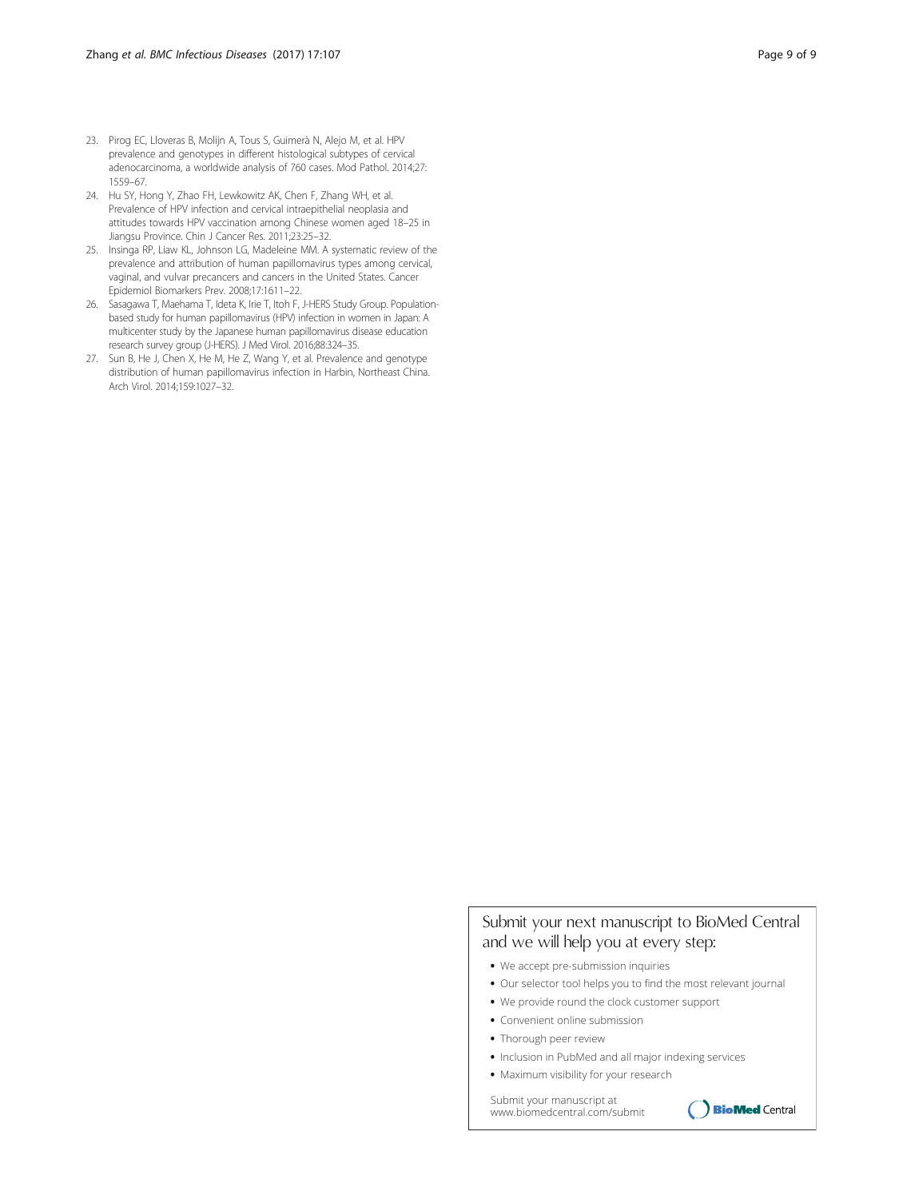23. Pirog EC, Lloveras B, Molijn A, Tous S, Guimerà N, Alejo M, et al. HPV prevalence and genotypes in different histological subtypes of cervical adenocarcinoma, a worldwide analysis of 760 cases. Mod Pathol. 2014;27:1559–67.
24. Hu SY, Hong Y, Zhao FH, Lewkowitz AK, Chen F, Zhang WH, et al. Prevalence of HPV infection and cervical intraepithelial neoplasia and attitudes towards HPV vaccination among Chinese women aged 18–25 in Jiangsu Province. Chin J Cancer Res. 2011;23:25–32.
25. Insinga RP, Liaw KL, Johnson LG, Madeleine MM. A systematic review of the prevalence and attribution of human papillomavirus types among cervical, vaginal, and vulvar precancers and cancers in the United States. Cancer Epidemiol Biomarkers Prev. 2008;17:1611–22.
26. Sasagawa T, Maehama T, Ideta K, Irie T, Itoh F, J-HERS Study Group. Population-based study for human papillomavirus (HPV) infection in women in Japan: A multicenter study by the Japanese human papillomavirus disease education research survey group (J-HERS). J Med Virol. 2016;88:324–35.
27. Sun B, He J, Chen X, He M, He Z, Wang Y, et al. Prevalence and genotype distribution of human papillomavirus infection in Harbin, Northeast China. Arch Virol. 2014;159:1027–32.

Submit your next manuscript to BioMed Central and we will help you at every step:

- We accept pre-submission inquiries
- Our selector tool helps you to find the most relevant journal
- We provide round the clock customer support
- Convenient online submission
- Thorough peer review
- Inclusion in PubMed and all major indexing services
- Maximum visibility for your research

Submit your manuscript at
www.biomedcentral.com/submit

BioMed Central